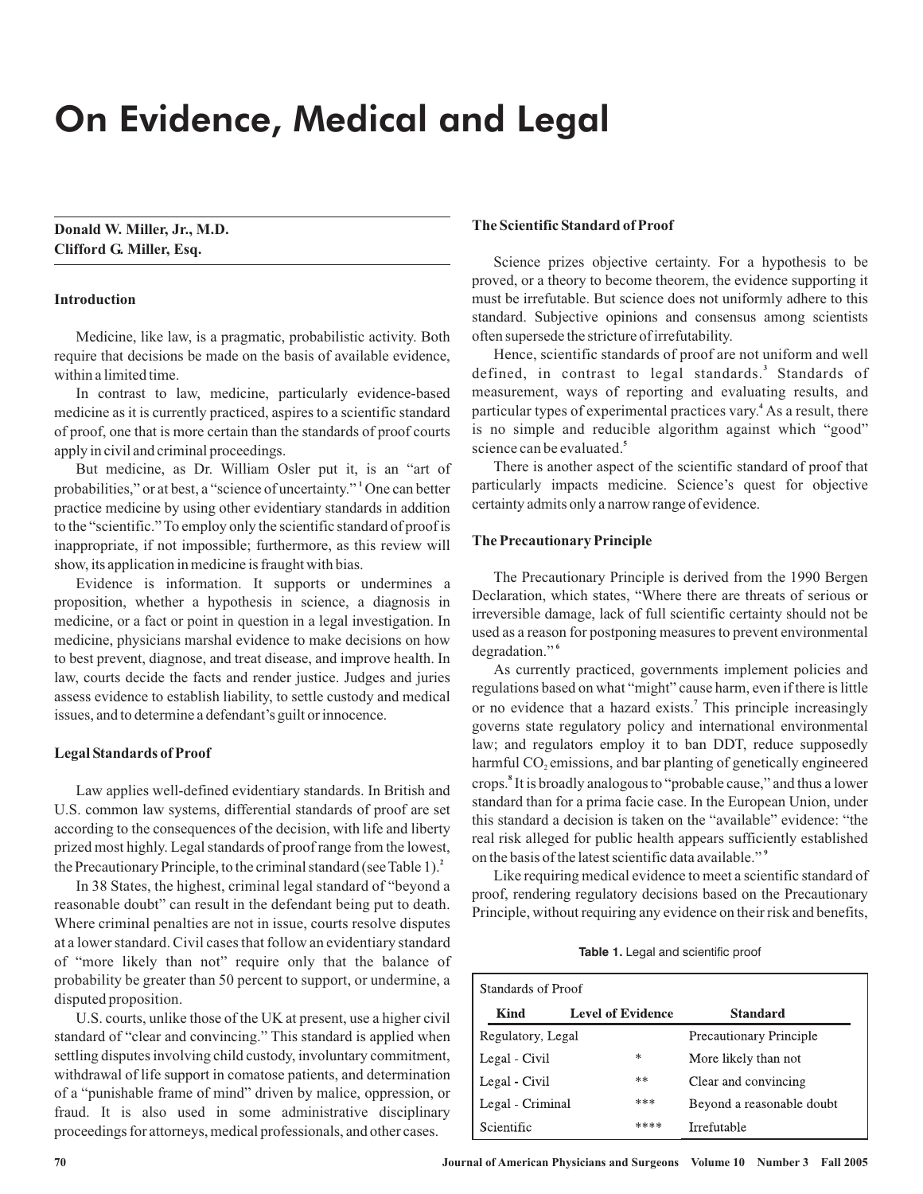# On Evidence, Medical and Legal

**Donald W. Miller, Jr., M.D.**
**Clifford G. Miller, Esq.**

### Introduction

Medicine, like law, is a pragmatic, probabilistic activity. Both require that decisions be made on the basis of available evidence, within a limited time.

In contrast to law, medicine, particularly evidence-based medicine as it is currently practiced, aspires to a scientific standard of proof, one that is more certain than the standards of proof courts apply in civil and criminal proceedings.

But medicine, as Dr. William Osler put it, is an "art of probabilities," or at best, a "science of uncertainty."[1] One can better practice medicine by using other evidentiary standards in addition to the "scientific." To employ only the scientific standard of proof is inappropriate, if not impossible; furthermore, as this review will show, its application in medicine is fraught with bias.

Evidence is information. It supports or undermines a proposition, whether a hypothesis in science, a diagnosis in medicine, or a fact or point in question in a legal investigation. In medicine, physicians marshal evidence to make decisions on how to best prevent, diagnose, and treat disease, and improve health. In law, courts decide the facts and render justice. Judges and juries assess evidence to establish liability, to settle custody and medical issues, and to determine a defendant's guilt or innocence.

### Legal Standards of Proof

Law applies well-defined evidentiary standards. In British and U.S. common law systems, differential standards of proof are set according to the consequences of the decision, with life and liberty prized most highly. Legal standards of proof range from the lowest, the Precautionary Principle, to the criminal standard (see Table 1).[2]

In 38 States, the highest, criminal legal standard of "beyond a reasonable doubt" can result in the defendant being put to death. Where criminal penalties are not in issue, courts resolve disputes at a lower standard. Civil cases that follow an evidentiary standard of "more likely than not" require only that the balance of probability be greater than 50 percent to support, or undermine, a disputed proposition.

U.S. courts, unlike those of the UK at present, use a higher civil standard of "clear and convincing." This standard is applied when settling disputes involving child custody, involuntary commitment, withdrawal of life support in comatose patients, and determination of a "punishable frame of mind" driven by malice, oppression, or fraud. It is also used in some administrative disciplinary proceedings for attorneys, medical professionals, and other cases.

### The Scientific Standard of Proof

Science prizes objective certainty. For a hypothesis to be proved, or a theory to become theorem, the evidence supporting it must be irrefutable. But science does not uniformly adhere to this standard. Subjective opinions and consensus among scientists often supersede the stricture of irrefutability.

Hence, scientific standards of proof are not uniform and well defined, in contrast to legal standards.[3] Standards of measurement, ways of reporting and evaluating results, and particular types of experimental practices vary.[4] As a result, there is no simple and reducible algorithm against which "good" science can be evaluated.[5]

There is another aspect of the scientific standard of proof that particularly impacts medicine. Science's quest for objective certainty admits only a narrow range of evidence.

### The Precautionary Principle

The Precautionary Principle is derived from the 1990 Bergen Declaration, which states, "Where there are threats of serious or irreversible damage, lack of full scientific certainty should not be used as a reason for postponing measures to prevent environmental degradation."[6]

As currently practiced, governments implement policies and regulations based on what "might" cause harm, even if there is little or no evidence that a hazard exists.[7] This principle increasingly governs state regulatory policy and international environmental law; and regulators employ it to ban DDT, reduce supposedly harmful $CO_2$ emissions, and bar planting of genetically engineered crops.[8] It is broadly analogous to "probable cause," and thus a lower standard than for a prima facie case. In the European Union, under this standard a decision is taken on the "available" evidence: "the real risk alleged for public health appears sufficiently established on the basis of the latest scientific data available."[9]

Like requiring medical evidence to meet a scientific standard of proof, rendering regulatory decisions based on the Precautionary Principle, without requiring any evidence on their risk and benefits,

**Table 1.** Legal and scientific proof

| Standards of Proof | | |
|---|---|---|
| **Kind** | **Level of Evidence** | **Standard** |
| Regulatory, Legal | | Precautionary Principle |
| Legal - Civil | * | More likely than not |
| Legal - Civil | ** | Clear and convincing |
| Legal - Criminal | *** | Beyond a reasonable doubt |
| Scientific | **** | Irrefutable |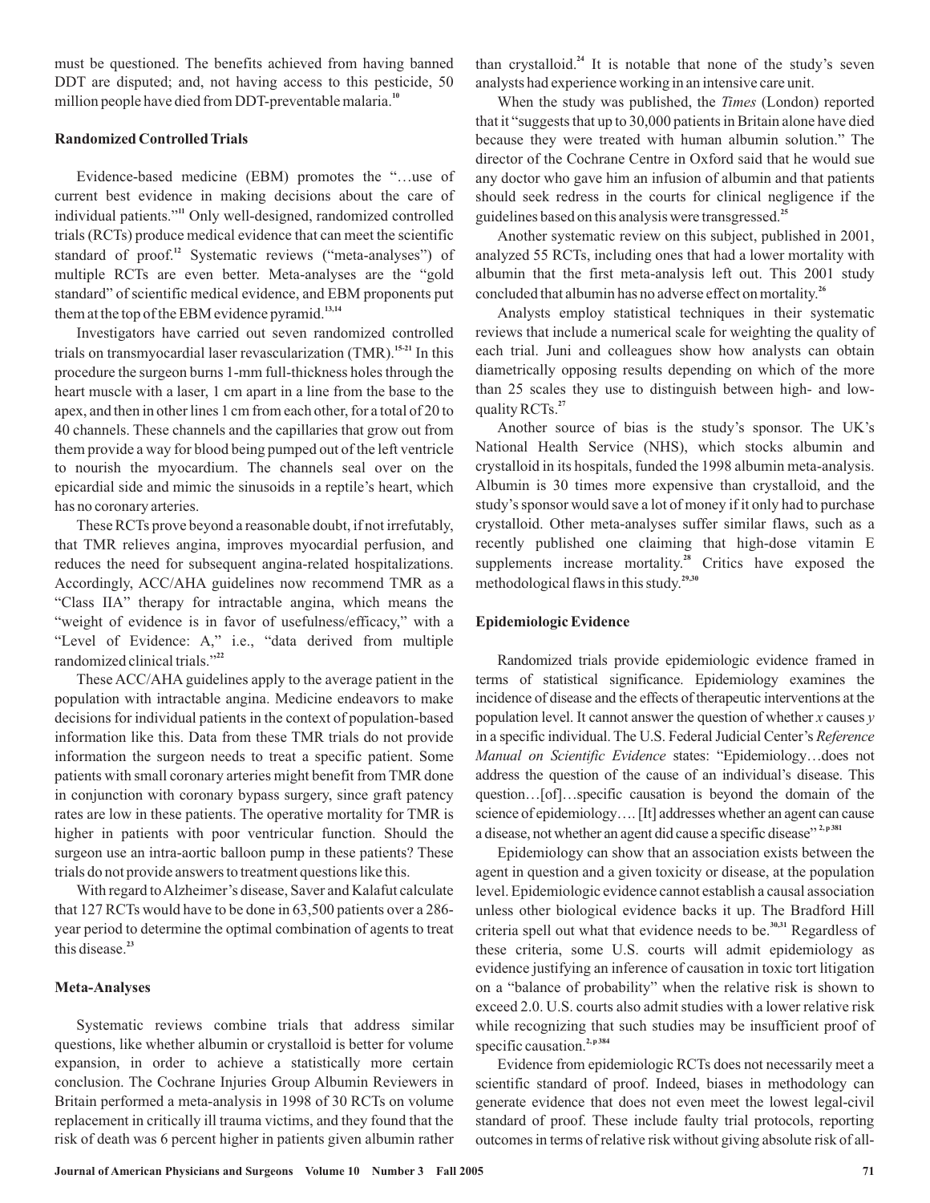must be questioned. The benefits achieved from having banned DDT are disputed; and, not having access to this pesticide, 50 million people have died from DDT-preventable malaria.[10]

### Randomized Controlled Trials

Evidence-based medicine (EBM) promotes the "…use of current best evidence in making decisions about the care of individual patients."[11] Only well-designed, randomized controlled trials (RCTs) produce medical evidence that can meet the scientific standard of proof.[12] Systematic reviews ("meta-analyses") of multiple RCTs are even better. Meta-analyses are the "gold standard" of scientific medical evidence, and EBM proponents put them at the top of the EBM evidence pyramid.[13,14]

Investigators have carried out seven randomized controlled trials on transmyocardial laser revascularization (TMR).[15-21] In this procedure the surgeon burns 1-mm full-thickness holes through the heart muscle with a laser, 1 cm apart in a line from the base to the apex, and then in other lines 1 cm from each other, for a total of 20 to 40 channels. These channels and the capillaries that grow out from them provide a way for blood being pumped out of the left ventricle to nourish the myocardium. The channels seal over on the epicardial side and mimic the sinusoids in a reptile's heart, which has no coronary arteries.

These RCTs prove beyond a reasonable doubt, if not irrefutably, that TMR relieves angina, improves myocardial perfusion, and reduces the need for subsequent angina-related hospitalizations. Accordingly, ACC/AHA guidelines now recommend TMR as a "Class IIA" therapy for intractable angina, which means the "weight of evidence is in favor of usefulness/efficacy," with a "Level of Evidence: A," i.e., "data derived from multiple randomized clinical trials."[22]

These ACC/AHA guidelines apply to the average patient in the population with intractable angina. Medicine endeavors to make decisions for individual patients in the context of population-based information like this. Data from these TMR trials do not provide information the surgeon needs to treat a specific patient. Some patients with small coronary arteries might benefit from TMR done in conjunction with coronary bypass surgery, since graft patency rates are low in these patients. The operative mortality for TMR is higher in patients with poor ventricular function. Should the surgeon use an intra-aortic balloon pump in these patients? These trials do not provide answers to treatment questions like this.

With regard to Alzheimer's disease, Saver and Kalafut calculate that 127 RCTs would have to be done in 63,500 patients over a 286-year period to determine the optimal combination of agents to treat this disease.[23]

### Meta-Analyses

Systematic reviews combine trials that address similar questions, like whether albumin or crystalloid is better for volume expansion, in order to achieve a statistically more certain conclusion. The Cochrane Injuries Group Albumin Reviewers in Britain performed a meta-analysis in 1998 of 30 RCTs on volume replacement in critically ill trauma victims, and they found that the risk of death was 6 percent higher in patients given albumin rather than crystalloid.[24] It is notable that none of the study's seven analysts had experience working in an intensive care unit.

When the study was published, the *Times* (London) reported that it "suggests that up to 30,000 patients in Britain alone have died because they were treated with human albumin solution." The director of the Cochrane Centre in Oxford said that he would sue any doctor who gave him an infusion of albumin and that patients should seek redress in the courts for clinical negligence if the guidelines based on this analysis were transgressed.[25]

Another systematic review on this subject, published in 2001, analyzed 55 RCTs, including ones that had a lower mortality with albumin that the first meta-analysis left out. This 2001 study concluded that albumin has no adverse effect on mortality.[26]

Analysts employ statistical techniques in their systematic reviews that include a numerical scale for weighting the quality of each trial. Juni and colleagues show how analysts can obtain diametrically opposing results depending on which of the more than 25 scales they use to distinguish between high- and low-quality RCTs.[27]

Another source of bias is the study's sponsor. The UK's National Health Service (NHS), which stocks albumin and crystalloid in its hospitals, funded the 1998 albumin meta-analysis. Albumin is 30 times more expensive than crystalloid, and the study's sponsor would save a lot of money if it only had to purchase crystalloid. Other meta-analyses suffer similar flaws, such as a recently published one claiming that high-dose vitamin E supplements increase mortality.[28] Critics have exposed the methodological flaws in this study.[29,30]

### Epidemiologic Evidence

Randomized trials provide epidemiologic evidence framed in terms of statistical significance. Epidemiology examines the incidence of disease and the effects of therapeutic interventions at the population level. It cannot answer the question of whether *x* causes *y* in a specific individual. The U.S. Federal Judicial Center's *Reference Manual on Scientific Evidence* states: "Epidemiology…does not address the question of the cause of an individual's disease. This question…[of]…specific causation is beyond the domain of the science of epidemiology…. [It] addresses whether an agent can cause a disease, not whether an agent did cause a specific disease"[2, p 381]

Epidemiology can show that an association exists between the agent in question and a given toxicity or disease, at the population level. Epidemiologic evidence cannot establish a causal association unless other biological evidence backs it up. The Bradford Hill criteria spell out what that evidence needs to be.[30,31] Regardless of these criteria, some U.S. courts will admit epidemiology as evidence justifying an inference of causation in toxic tort litigation on a "balance of probability" when the relative risk is shown to exceed 2.0. U.S. courts also admit studies with a lower relative risk while recognizing that such studies may be insufficient proof of specific causation.[2, p 384]

Evidence from epidemiologic RCTs does not necessarily meet a scientific standard of proof. Indeed, biases in methodology can generate evidence that does not even meet the lowest legal-civil standard of proof. These include faulty trial protocols, reporting outcomes in terms of relative risk without giving absolute risk of all-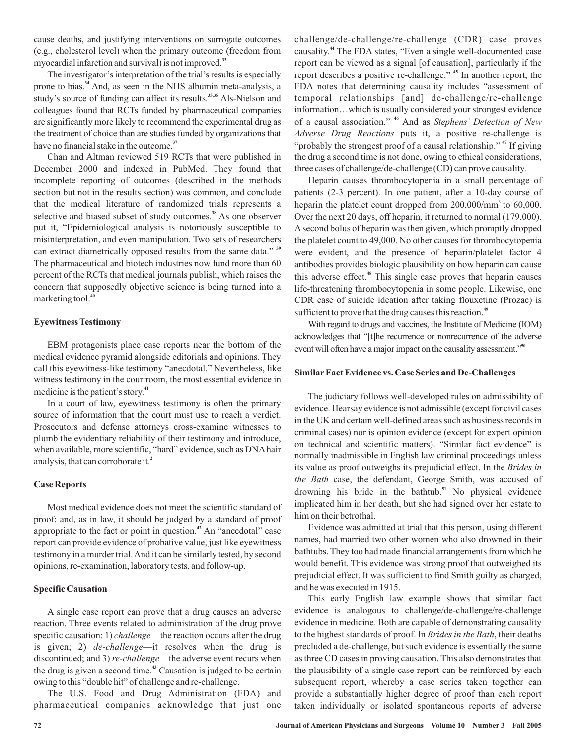cause deaths, and justifying interventions on surrogate outcomes (e.g., cholesterol level) when the primary outcome (freedom from myocardial infarction and survival) is not improved.[33]

The investigator's interpretation of the trial's results is especially prone to bias.[34] And, as seen in the NHS albumin meta-analysis, a study's source of funding can affect its results.[35,36] Als-Nielson and colleagues found that RCTs funded by pharmaceutical companies are significantly more likely to recommend the experimental drug as the treatment of choice than are studies funded by organizations that have no financial stake in the outcome.[37]

Chan and Altman reviewed 519 RCTs that were published in December 2000 and indexed in PubMed. They found that incomplete reporting of outcomes (described in the methods section but not in the results section) was common, and conclude that the medical literature of randomized trials represents a selective and biased subset of study outcomes.[38] As one observer put it, "Epidemiological analysis is notoriously susceptible to misinterpretation, and even manipulation. Two sets of researchers can extract diametrically opposed results from the same data."[39] The pharmaceutical and biotech industries now fund more than 60 percent of the RCTs that medical journals publish, which raises the concern that supposedly objective science is being turned into a marketing tool.[40]

### Eyewitness Testimony

EBM protagonists place case reports near the bottom of the medical evidence pyramid alongside editorials and opinions. They call this eyewitness-like testimony "anecdotal." Nevertheless, like witness testimony in the courtroom, the most essential evidence in medicine is the patient's story.[41]

In a court of law, eyewitness testimony is often the primary source of information that the court must use to reach a verdict. Prosecutors and defense attorneys cross-examine witnesses to plumb the evidentiary reliability of their testimony and introduce, when available, more scientific, "hard" evidence, such as DNA hair analysis, that can corroborate it.[2]

### Case Reports

Most medical evidence does not meet the scientific standard of proof; and, as in law, it should be judged by a standard of proof appropriate to the fact or point in question.[42] An "anecdotal" case report can provide evidence of probative value, just like eyewitness testimony in a murder trial. And it can be similarly tested, by second opinions, re-examination, laboratory tests, and follow-up.

### Specific Causation

A single case report can prove that a drug causes an adverse reaction. Three events related to administration of the drug prove specific causation: 1) *challenge*—the reaction occurs after the drug is given; 2) *de-challenge*—it resolves when the drug is discontinued; and 3) *re-challenge*—the adverse event recurs when the drug is given a second time.[43] Causation is judged to be certain owing to this "double hit" of challenge and re-challenge.

The U.S. Food and Drug Administration (FDA) and pharmaceutical companies acknowledge that just one challenge/de-challenge/re-challenge (CDR) case proves causality.[44] The FDA states, "Even a single well-documented case report can be viewed as a signal [of causation], particularly if the report describes a positive re-challenge."[45] In another report, the FDA notes that determining causality includes "assessment of temporal relationships [and] de-challenge/re-challenge information…which is usually considered your strongest evidence of a causal association."[46] And as *Stephens' Detection of New Adverse Drug Reactions* puts it, a positive re-challenge is "probably the strongest proof of a causal relationship."[47] If giving the drug a second time is not done, owing to ethical considerations, three cases of challenge/de-challenge (CD) can prove causality.

Heparin causes thrombocytopenia in a small percentage of patients (2-3 percent). In one patient, after a 10-day course of heparin the platelet count dropped from 200,000/mm$^3$ to 60,000. Over the next 20 days, off heparin, it returned to normal (179,000). A second bolus of heparin was then given, which promptly dropped the platelet count to 49,000. No other causes for thrombocytopenia were evident, and the presence of heparin/platelet factor 4 antibodies provides biologic plausibility on how heparin can cause this adverse effect.[48] This single case proves that heparin causes life-threatening thrombocytopenia in some people. Likewise, one CDR case of suicide ideation after taking flouxetine (Prozac) is sufficient to prove that the drug causes this reaction.[49]

With regard to drugs and vaccines, the Institute of Medicine (IOM) acknowledges that "[t]he recurrence or nonrecurrence of the adverse event will often have a major impact on the causality assessment."[50]

### Similar Fact Evidence vs. Case Series and De-Challenges

The judiciary follows well-developed rules on admissibility of evidence. Hearsay evidence is not admissible (except for civil cases in the UK and certain well-defined areas such as business records in criminal cases) nor is opinion evidence (except for expert opinion on technical and scientific matters). "Similar fact evidence" is normally inadmissible in English law criminal proceedings unless its value as proof outweighs its prejudicial effect. In the *Brides in the Bath* case, the defendant, George Smith, was accused of drowning his bride in the bathtub.[51] No physical evidence implicated him in her death, but she had signed over her estate to him on their betrothal.

Evidence was admitted at trial that this person, using different names, had married two other women who also drowned in their bathtubs. They too had made financial arrangements from which he would benefit. This evidence was strong proof that outweighed its prejudicial effect. It was sufficient to find Smith guilty as charged, and he was executed in 1915.

This early English law example shows that similar fact evidence is analogous to challenge/de-challenge/re-challenge evidence in medicine. Both are capable of demonstrating causality to the highest standards of proof. In *Brides in the Bath*, their deaths precluded a de-challenge, but such evidence is essentially the same as three CD cases in proving causation. This also demonstrates that the plausibility of a single case report can be reinforced by each subsequent report, whereby a case series taken together can provide a substantially higher degree of proof than each report taken individually or isolated spontaneous reports of adverse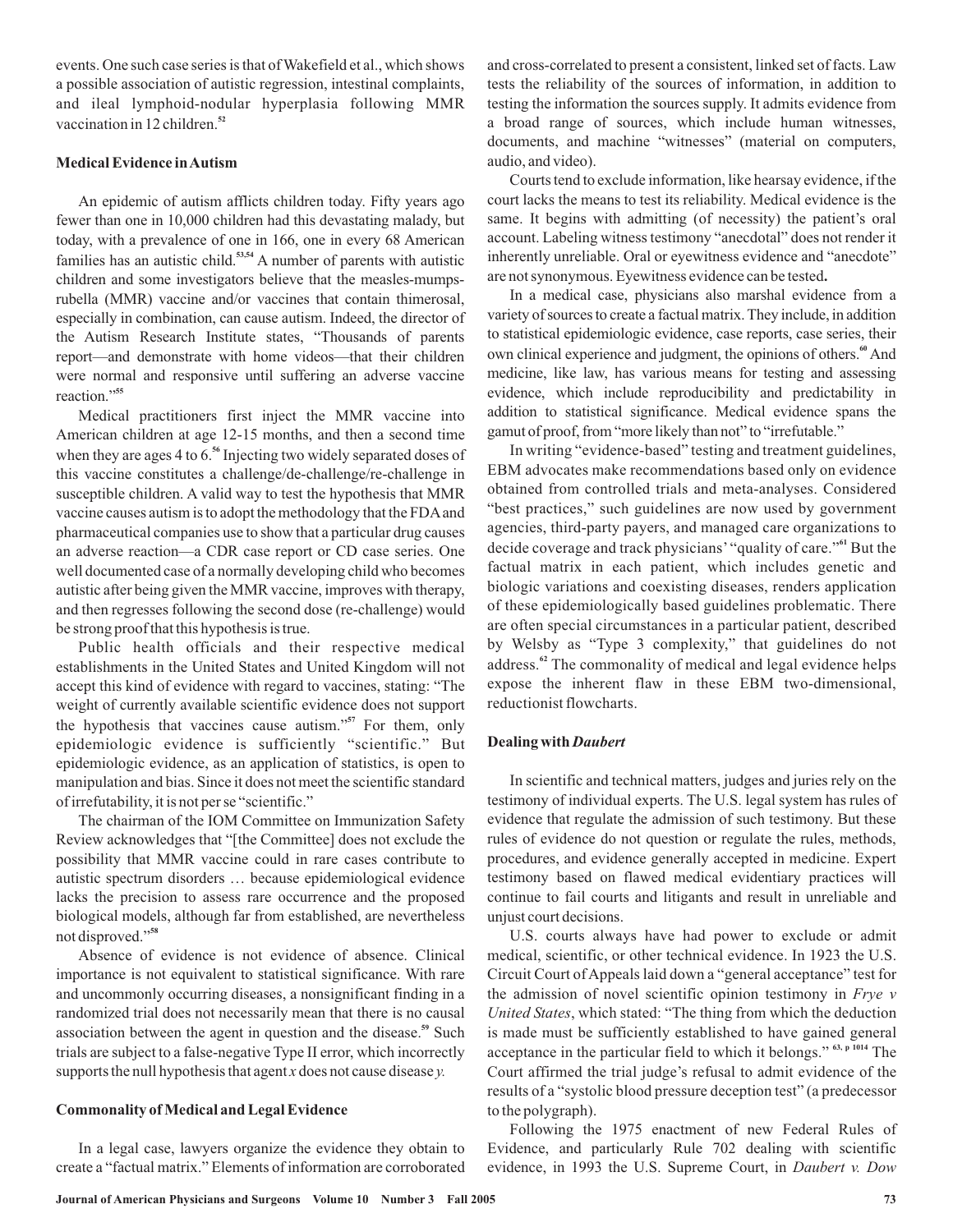events. One such case series is that of Wakefield et al., which shows a possible association of autistic regression, intestinal complaints, and ileal lymphoid-nodular hyperplasia following MMR vaccination in 12 children.[52]

### Medical Evidence in Autism

An epidemic of autism afflicts children today. Fifty years ago fewer than one in 10,000 children had this devastating malady, but today, with a prevalence of one in 166, one in every 68 American families has an autistic child.[53,54] A number of parents with autistic children and some investigators believe that the measles-mumps-rubella (MMR) vaccine and/or vaccines that contain thimerosal, especially in combination, can cause autism. Indeed, the director of the Autism Research Institute states, "Thousands of parents report—and demonstrate with home videos—that their children were normal and responsive until suffering an adverse vaccine reaction."[55]

Medical practitioners first inject the MMR vaccine into American children at age 12-15 months, and then a second time when they are ages 4 to 6.[56] Injecting two widely separated doses of this vaccine constitutes a challenge/de-challenge/re-challenge in susceptible children. A valid way to test the hypothesis that MMR vaccine causes autism is to adopt the methodology that the FDA and pharmaceutical companies use to show that a particular drug causes an adverse reaction—a CDR case report or CD case series. One well documented case of a normally developing child who becomes autistic after being given the MMR vaccine, improves with therapy, and then regresses following the second dose (re-challenge) would be strong proof that this hypothesis is true.

Public health officials and their respective medical establishments in the United States and United Kingdom will not accept this kind of evidence with regard to vaccines, stating: "The weight of currently available scientific evidence does not support the hypothesis that vaccines cause autism."[57] For them, only epidemiologic evidence is sufficiently "scientific." But epidemiologic evidence, as an application of statistics, is open to manipulation and bias. Since it does not meet the scientific standard of irrefutability, it is not per se "scientific."

The chairman of the IOM Committee on Immunization Safety Review acknowledges that "[the Committee] does not exclude the possibility that MMR vaccine could in rare cases contribute to autistic spectrum disorders … because epidemiological evidence lacks the precision to assess rare occurrence and the proposed biological models, although far from established, are nevertheless not disproved."[58]

Absence of evidence is not evidence of absence. Clinical importance is not equivalent to statistical significance. With rare and uncommonly occurring diseases, a nonsignificant finding in a randomized trial does not necessarily mean that there is no causal association between the agent in question and the disease.[59] Such trials are subject to a false-negative Type II error, which incorrectly supports the null hypothesis that agent *x* does not cause disease *y.*

### Commonality of Medical and Legal Evidence

In a legal case, lawyers organize the evidence they obtain to create a "factual matrix." Elements of information are corroborated and cross-correlated to present a consistent, linked set of facts. Law tests the reliability of the sources of information, in addition to testing the information the sources supply. It admits evidence from a broad range of sources, which include human witnesses, documents, and machine "witnesses" (material on computers, audio, and video).

Courts tend to exclude information, like hearsay evidence, if the court lacks the means to test its reliability. Medical evidence is the same. It begins with admitting (of necessity) the patient's oral account. Labeling witness testimony "anecdotal" does not render it inherently unreliable. Oral or eyewitness evidence and "anecdote" are not synonymous. Eyewitness evidence can be tested**.**

In a medical case, physicians also marshal evidence from a variety of sources to create a factual matrix. They include, in addition to statistical epidemiologic evidence, case reports, case series, their own clinical experience and judgment, the opinions of others.[60] And medicine, like law, has various means for testing and assessing evidence, which include reproducibility and predictability in addition to statistical significance. Medical evidence spans the gamut of proof, from "more likely than not" to "irrefutable."

In writing "evidence-based" testing and treatment guidelines, EBM advocates make recommendations based only on evidence obtained from controlled trials and meta-analyses. Considered "best practices," such guidelines are now used by government agencies, third-party payers, and managed care organizations to decide coverage and track physicians' "quality of care."[61] But the factual matrix in each patient, which includes genetic and biologic variations and coexisting diseases, renders application of these epidemiologically based guidelines problematic. There are often special circumstances in a particular patient, described by Welsby as "Type 3 complexity," that guidelines do not address.[62] The commonality of medical and legal evidence helps expose the inherent flaw in these EBM two-dimensional, reductionist flowcharts.

### Dealing with *Daubert*

In scientific and technical matters, judges and juries rely on the testimony of individual experts. The U.S. legal system has rules of evidence that regulate the admission of such testimony. But these rules of evidence do not question or regulate the rules, methods, procedures, and evidence generally accepted in medicine. Expert testimony based on flawed medical evidentiary practices will continue to fail courts and litigants and result in unreliable and unjust court decisions.

U.S. courts always have had power to exclude or admit medical, scientific, or other technical evidence. In 1923 the U.S. Circuit Court of Appeals laid down a "general acceptance" test for the admission of novel scientific opinion testimony in *Frye v United States*, which stated: "The thing from which the deduction is made must be sufficiently established to have gained general acceptance in the particular field to which it belongs." [63, p 1014] The Court affirmed the trial judge's refusal to admit evidence of the results of a "systolic blood pressure deception test" (a predecessor to the polygraph).

Following the 1975 enactment of new Federal Rules of Evidence, and particularly Rule 702 dealing with scientific evidence, in 1993 the U.S. Supreme Court, in *Daubert v. Dow*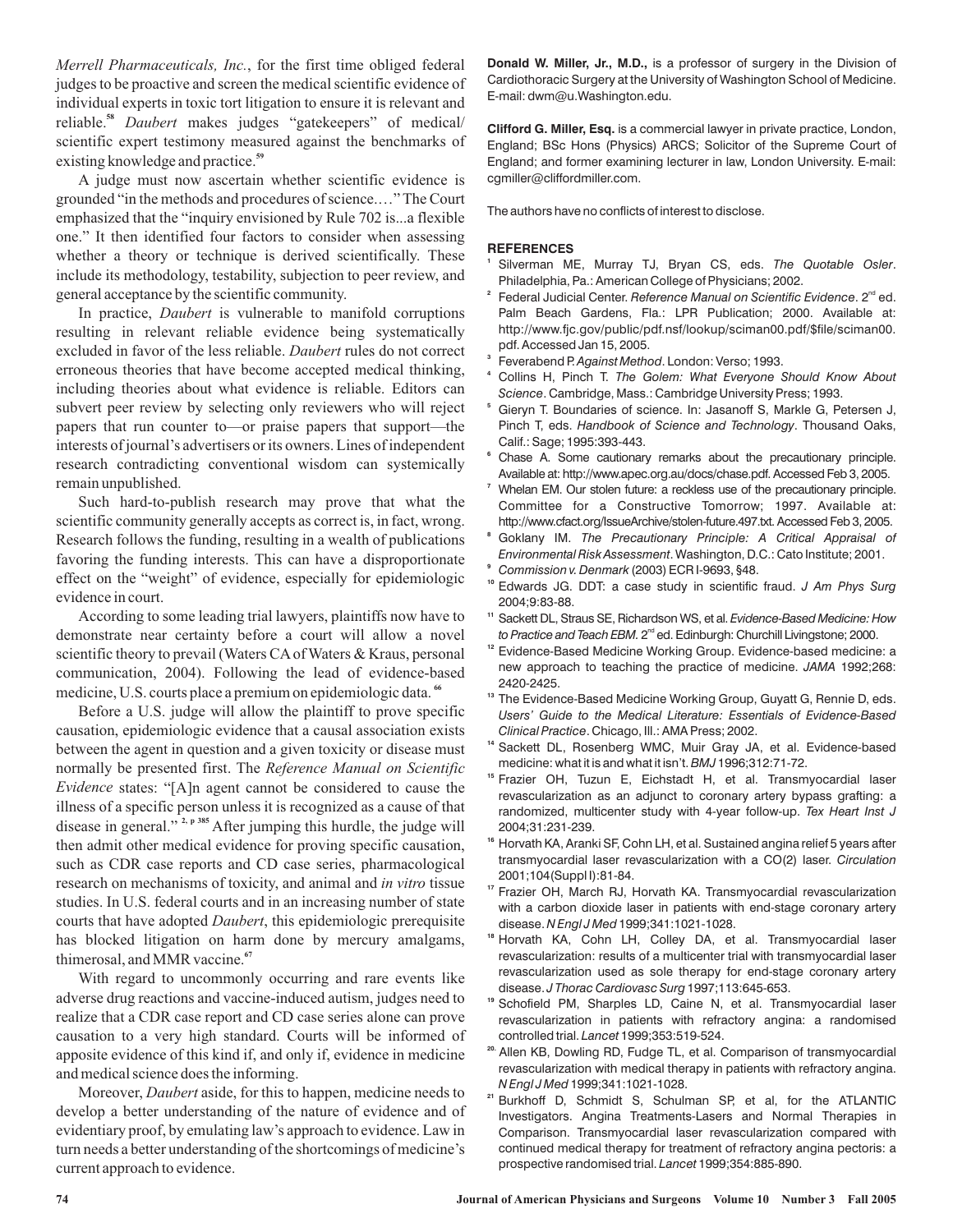*Merrell Pharmaceuticals, Inc.*, for the first time obliged federal judges to be proactive and screen the medical scientific evidence of individual experts in toxic tort litigation to ensure it is relevant and reliable.[58] *Daubert* makes judges "gatekeepers" of medical/ scientific expert testimony measured against the benchmarks of existing knowledge and practice.[59]

A judge must now ascertain whether scientific evidence is grounded "in the methods and procedures of science.…" The Court emphasized that the "inquiry envisioned by Rule 702 is...a flexible one." It then identified four factors to consider when assessing whether a theory or technique is derived scientifically. These include its methodology, testability, subjection to peer review, and general acceptance by the scientific community.

In practice, *Daubert* is vulnerable to manifold corruptions resulting in relevant reliable evidence being systematically excluded in favor of the less reliable. *Daubert* rules do not correct erroneous theories that have become accepted medical thinking, including theories about what evidence is reliable. Editors can subvert peer review by selecting only reviewers who will reject papers that run counter to—or praise papers that support—the interests of journal's advertisers or its owners. Lines of independent research contradicting conventional wisdom can systemically remain unpublished.

Such hard-to-publish research may prove that what the scientific community generally accepts as correct is, in fact, wrong. Research follows the funding, resulting in a wealth of publications favoring the funding interests. This can have a disproportionate effect on the "weight" of evidence, especially for epidemiologic evidence in court.

According to some leading trial lawyers, plaintiffs now have to demonstrate near certainty before a court will allow a novel scientific theory to prevail (Waters CA of Waters & Kraus, personal communication, 2004). Following the lead of evidence-based medicine, U.S. courts place a premium on epidemiologic data.[66]

Before a U.S. judge will allow the plaintiff to prove specific causation, epidemiologic evidence that a causal association exists between the agent in question and a given toxicity or disease must normally be presented first. The *Reference Manual on Scientific Evidence* states: "[A]n agent cannot be considered to cause the illness of a specific person unless it is recognized as a cause of that disease in general."[2, p 385] After jumping this hurdle, the judge will then admit other medical evidence for proving specific causation, such as CDR case reports and CD case series, pharmacological research on mechanisms of toxicity, and animal and *in vitro* tissue studies. In U.S. federal courts and in an increasing number of state courts that have adopted *Daubert*, this epidemiologic prerequisite has blocked litigation on harm done by mercury amalgams, thimerosal, and MMR vaccine.[67]

With regard to uncommonly occurring and rare events like adverse drug reactions and vaccine-induced autism, judges need to realize that a CDR case report and CD case series alone can prove causation to a very high standard. Courts will be informed of apposite evidence of this kind if, and only if, evidence in medicine and medical science does the informing.

Moreover, *Daubert* aside, for this to happen, medicine needs to develop a better understanding of the nature of evidence and of evidentiary proof, by emulating law's approach to evidence. Law in turn needs a better understanding of the shortcomings of medicine's current approach to evidence.

**Donald W. Miller, Jr., M.D.,** is a professor of surgery in the Division of Cardiothoracic Surgery at the University of Washington School of Medicine. E-mail: dwm@u.Washington.edu.

**Clifford G. Miller, Esq.** is a commercial lawyer in private practice, London, England; BSc Hons (Physics) ARCS; Solicitor of the Supreme Court of England; and former examining lecturer in law, London University. E-mail: cgmiller@cliffordmiller.com.

The authors have no conflicts of interest to disclose.

## REFERENCES

1. Silverman ME, Murray TJ, Bryan CS, eds. *The Quotable Osler*. Philadelphia, Pa.: American College of Physicians; 2002.
2. Federal Judicial Center. *Reference Manual on Scientific Evidence*. 2nd ed. Palm Beach Gardens, Fla.: LPR Publication; 2000. Available at: http://www.fjc.gov/public/pdf.nsf/lookup/sciman00.pdf/$file/sciman00.pdf. Accessed Jan 15, 2005.
3. Feverabend P. *Against Method*. London: Verso; 1993.
4. Collins H, Pinch T. *The Golem: What Everyone Should Know About Science*. Cambridge, Mass.: Cambridge University Press; 1993.
5. Gieryn T. Boundaries of science. In: Jasanoff S, Markle G, Petersen J, Pinch T, eds. *Handbook of Science and Technology*. Thousand Oaks, Calif.: Sage; 1995:393-443.
6. Chase A. Some cautionary remarks about the precautionary principle. Available at: http://www.apec.org.au/docs/chase.pdf. Accessed Feb 3, 2005.
7. Whelan EM. Our stolen future: a reckless use of the precautionary principle. Committee for a Constructive Tomorrow; 1997. Available at: http://www.cfact.org/IssueArchive/stolen-future.497.txt. Accessed Feb 3, 2005.
8. Goklany IM. *The Precautionary Principle: A Critical Appraisal of Environmental Risk Assessment*. Washington, D.C.: Cato Institute; 2001.
9. *Commission v. Denmark* (2003) ECR I-9693, §48.
10. Edwards JG. DDT: a case study in scientific fraud. *J Am Phys Surg* 2004;9:83-88.
11. Sackett DL, Straus SE, Richardson WS, et al. *Evidence-Based Medicine: How to Practice and Teach EBM*. 2nd ed. Edinburgh: Churchill Livingstone; 2000.
12. Evidence-Based Medicine Working Group. Evidence-based medicine: a new approach to teaching the practice of medicine. *JAMA* 1992;268: 2420-2425.
13. The Evidence-Based Medicine Working Group, Guyatt G, Rennie D, eds. *Users' Guide to the Medical Literature: Essentials of Evidence-Based Clinical Practice*. Chicago, Ill.: AMA Press; 2002.
14. Sackett DL, Rosenberg WMC, Muir Gray JA, et al. Evidence-based medicine: what it is and what it isn't. *BMJ* 1996;312:71-72.
15. Frazier OH, Tuzun E, Eichstadt H, et al. Transmyocardial laser revascularization as an adjunct to coronary artery bypass grafting: a randomized, multicenter study with 4-year follow-up. *Tex Heart Inst J* 2004;31:231-239.
16. Horvath KA, Aranki SF, Cohn LH, et al. Sustained angina relief 5 years after transmyocardial laser revascularization with a CO(2) laser. *Circulation* 2001;104(Suppl I):81-84.
17. Frazier OH, March RJ, Horvath KA. Transmyocardial revascularization with a carbon dioxide laser in patients with end-stage coronary artery disease. *N Engl J Med* 1999;341:1021-1028.
18. Horvath KA, Cohn LH, Colley DA, et al. Transmyocardial laser revascularization: results of a multicenter trial with transmyocardial laser revascularization used as sole therapy for end-stage coronary artery disease. *J Thorac Cardiovasc Surg* 1997;113:645-653.
19. Schofield PM, Sharples LD, Caine N, et al. Transmyocardial laser revascularization in patients with refractory angina: a randomised controlled trial. *Lancet* 1999;353:519-524.
20. Allen KB, Dowling RD, Fudge TL, et al. Comparison of transmyocardial revascularization with medical therapy in patients with refractory angina. *N Engl J Med* 1999;341:1021-1028.
21. Burkhoff D, Schmidt S, Schulman SP, et al, for the ATLANTIC Investigators. Angina Treatments-Lasers and Normal Therapies in Comparison. Transmyocardial laser revascularization compared with continued medical therapy for treatment of refractory angina pectoris: a prospective randomised trial. *Lancet* 1999;354:885-890.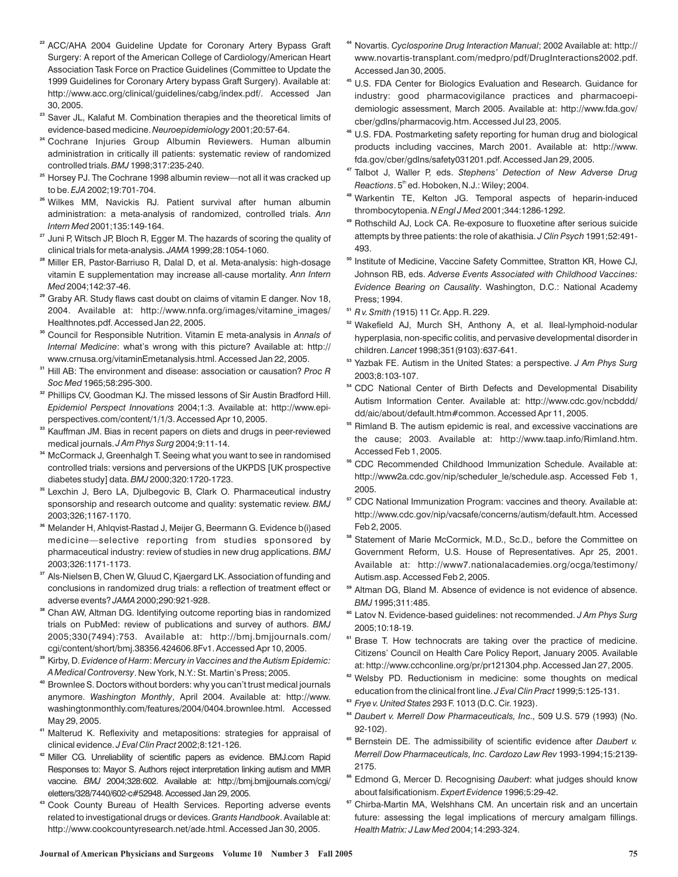22. ACC/AHA 2004 Guideline Update for Coronary Artery Bypass Graft Surgery: A report of the American College of Cardiology/American Heart Association Task Force on Practice Guidelines (Committee to Update the 1999 Guidelines for Coronary Artery bypass Graft Surgery). Available at: http://www.acc.org/clinical/guidelines/cabg/index.pdf/. Accessed Jan 30, 2005.
23. Saver JL, Kalafut M. Combination therapies and the theoretical limits of evidence-based medicine. *Neuroepidemiology* 2001;20:57-64.
24. Cochrane Injuries Group Albumin Reviewers. Human albumin administration in critically ill patients: systematic review of randomized controlled trials. *BMJ* 1998;317:235-240.
25. Horsey PJ. The Cochrane 1998 albumin review—not all it was cracked up to be. *EJA* 2002;19:701-704.
26. Wilkes MM, Navickis RJ. Patient survival after human albumin administration: a meta-analysis of randomized, controlled trials. *Ann Intern Med* 2001;135:149-164.
27. Juni P, Witsch JP, Bloch R, Egger M. The hazards of scoring the quality of clinical trials for meta-analysis. *JAMA* 1999;28:1054-1060.
28. Miller ER, Pastor-Barriuso R, Dalal D, et al. Meta-analysis: high-dosage vitamin E supplementation may increase all-cause mortality. *Ann Intern Med* 2004;142:37-46.
29. Graby AR. Study flaws cast doubt on claims of vitamin E danger. Nov 18, 2004. Available at: http://www.nnfa.org/images/vitamine_images/Healthnotes.pdf. Accessed Jan 22, 2005.
30. Council for Responsible Nutrition. Vitamin E meta-analysis in *Annals of Internal Medicine*: what's wrong with this picture? Available at: http://www.crnusa.org/vitaminEmetanalysis.html. Accessed Jan 22, 2005.
31. Hill AB: The environment and disease: association or causation? *Proc R Soc Med* 1965;58:295-300.
32. Phillips CV, Goodman KJ. The missed lessons of Sir Austin Bradford Hill. *Epidemiol Perspect Innovations* 2004;1:3. Available at: http://www.epi-perspectives.com/content/1/1/3. Accessed Apr 10, 2005.
33. Kauffman JM. Bias in recent papers on diets and drugs in peer-reviewed medical journals. *J Am Phys Surg* 2004;9:11-14.
34. McCormack J, Greenhalgh T. Seeing what you want to see in randomised controlled trials: versions and perversions of the UKPDS [UK prospective diabetes study] data. *BMJ* 2000;320:1720-1723.
35. Lexchin J, Bero LA, Djulbegovic B, Clark O. Pharmaceutical industry sponsorship and research outcome and quality: systematic review. *BMJ* 2003;326;1167-1170.
36. Melander H, Ahlqvist-Rastad J, Meijer G, Beermann G. Evidence b(i)ased medicine—selective reporting from studies sponsored by pharmaceutical industry: review of studies in new drug applications. *BMJ* 2003;326:1171-1173.
37. Als-Nielsen B, Chen W, Gluud C, Kjaergard LK. Association of funding and conclusions in randomized drug trials: a reflection of treatment effect or adverse events? *JAMA* 2000;290:921-928.
38. Chan AW, Altman DG. Identifying outcome reporting bias in randomized trials on PubMed: review of publications and survey of authors. *BMJ* 2005;330(7494):753. Available at: http://bmj.bmjjournals.com/cgi/content/short/bmj.38356.424606.8Fv1. Accessed Apr 10, 2005.
39. Kirby, D. *Evidence of Harm*: *Mercury in Vaccines and the Autism Epidemic: A Medical Controversy*. New York, N.Y.: St. Martin's Press; 2005.
40. Brownlee S. Doctors without borders: why you can't trust medical journals anymore. *Washington Monthly*, April 2004. Available at: http://www.washingtonmonthly.com/features/2004/0404.brownlee.html. Accessed May 29, 2005.
41. Malterud K. Reflexivity and metapositions: strategies for appraisal of clinical evidence. *J Eval Clin Pract* 2002;8:121-126.
42. Miller CG. Unreliability of scientific papers as evidence. BMJ.com Rapid Responses to: Mayor S. Authors reject interpretation linking autism and MMR vaccine. *BMJ* 2004;328:602. Available at: http://bmj.bmjjournals.com/cgi/eletters/328/7440/602-c#52948. Accessed Jan 29, 2005.
43. Cook County Bureau of Health Services. Reporting adverse events related to investigational drugs or devices. *Grants Handbook*. Available at: http://www.cookcountyresearch.net/ade.html. Accessed Jan 30, 2005.
44. Novartis. *Cyclosporine Drug Interaction Manual*; 2002 Available at: http://www.novartis-transplant.com/medpro/pdf/DrugInteractions2002.pdf. Accessed Jan 30, 2005.
45. U.S. FDA Center for Biologics Evaluation and Research. Guidance for industry: good pharmacovigilance practices and pharmacoepidemiologic assessment, March 2005. Available at: http://www.fda.gov/cber/gdlns/pharmacovig.htm. Accessed Jul 23, 2005.
46. U.S. FDA. Postmarketing safety reporting for human drug and biological products including vaccines, March 2001. Available at: http://www.fda.gov/cber/gdlns/safety031201.pdf. Accessed Jan 29, 2005.
47. Talbot J, Waller P, eds. *Stephens' Detection of New Adverse Drug Reactions*. 5th ed. Hoboken, N.J.: Wiley; 2004.
48. Warkentin TE, Kelton JG. Temporal aspects of heparin-induced thrombocytopenia. *N Engl J Med* 2001;344:1286-1292.
49. Rothschild AJ, Lock CA. Re-exposure to fluoxetine after serious suicide attempts by three patients: the role of akathisia. *J Clin Psych* 1991;52:491-493.
50. Institute of Medicine, Vaccine Safety Committee, Stratton KR, Howe CJ, Johnson RB, eds. *Adverse Events Associated with Childhood Vaccines: Evidence Bearing on Causality*. Washington, D.C.: National Academy Press; 1994.
51. *R v. Smith (*1915) 11 Cr. App. R. 229.
52. Wakefield AJ, Murch SH, Anthony A, et al. Ileal-lymphoid-nodular hyperplasia, non-specific colitis, and pervasive developmental disorder in children. *Lancet* 1998;351(9103):637-641.
53. Yazbak FE. Autism in the United States: a perspective. *J Am Phys Surg* 2003;8:103-107.
54. CDC National Center of Birth Defects and Developmental Disability Autism Information Center. Available at: http://www.cdc.gov/ncbddd/dd/aic/about/default.htm#common. Accessed Apr 11, 2005.
55. Rimland B. The autism epidemic is real, and excessive vaccinations are the cause; 2003. Available at: http://www.taap.info/Rimland.htm. Accessed Feb 1, 2005.
56. CDC Recommended Childhood Immunization Schedule. Available at: http://www2a.cdc.gov/nip/scheduler_le/schedule.asp. Accessed Feb 1, 2005.
57. CDC National Immunization Program: vaccines and theory. Available at: http://www.cdc.gov/nip/vacsafe/concerns/autism/default.htm. Accessed Feb 2, 2005.
58. Statement of Marie McCormick, M.D., Sc.D., before the Committee on Government Reform, U.S. House of Representatives. Apr 25, 2001. Available at: http://www7.nationalacademies.org/ocga/testimony/Autism.asp. Accessed Feb 2, 2005.
59. Altman DG, Bland M. Absence of evidence is not evidence of absence. *BMJ* 1995;311:485.
60. Latov N. Evidence-based guidelines: not recommended. *J Am Phys Surg* 2005;10:18-19.
61. Brase T. How technocrats are taking over the practice of medicine. Citizens' Council on Health Care Policy Report, January 2005. Available at: http://www.cchconline.org/pr/pr121304.php. Accessed Jan 27, 2005.
62. Welsby PD. Reductionism in medicine: some thoughts on medical education from the clinical front line. *J Eval Clin Pract* 1999;5:125-131.
63. *Frye v. United States* 293 F. 1013 (D.C. Cir. 1923).
64. *Daubert v. Merrell Dow Pharmaceuticals, Inc.,* 509 U.S. 579 (1993) (No. 92-102).
65. Bernstein DE. The admissibility of scientific evidence after *Daubert v. Merrell Dow Pharmaceuticals, Inc. Cardozo Law Rev* 1993-1994;15:2139-2175.
66. Edmond G, Mercer D. Recognising *Daubert*: what judges should know about falsificationism. *Expert Evidence* 1996;5:29-42.
67. Chirba-Martin MA, Welshhans CM. An uncertain risk and an uncertain future: assessing the legal implications of mercury amalgam fillings. *Health Matrix: J Law Med* 2004;14:293-324.